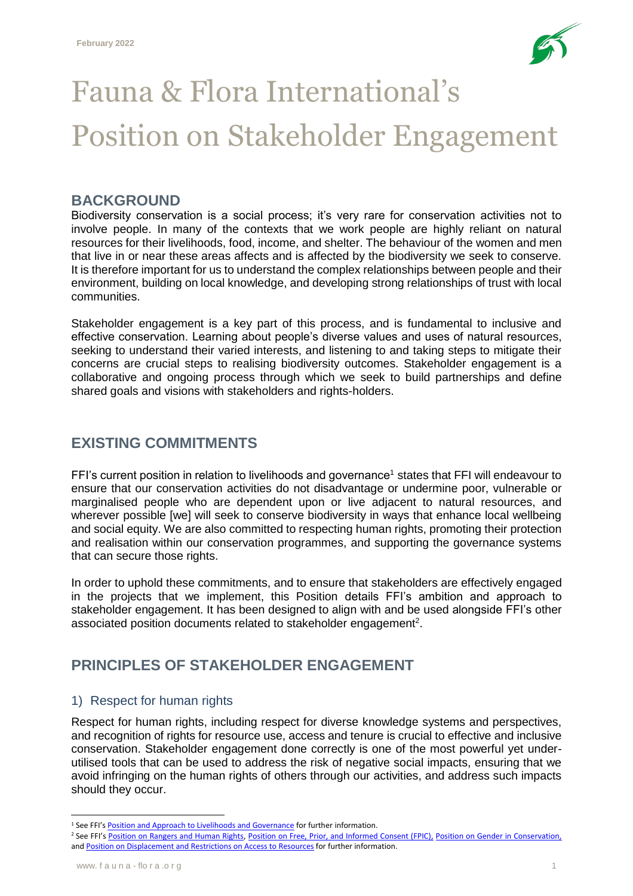February 2022

# Fauna & Flora International's Position on Stakeholder Engagement

## BACKGROUND

Biodiversity conservation is a social process; it's very rare for conservation activities not to involve people. In many of the contexts that we work people are highly reliant on natural resources for their livelihoods, food, income, and shelter. The behaviour of the women and men that live in or near these areas affects and is affected by the biodiversity we seek to conserve. It is therefore important for us to understand the complex relationships between people and their environment, building on local knowledge, and developing strong relationships of trust with local communities.

Stakeholder engagement is a key part of this process, and is fundamental to inclusive and effective conservation. Learning about people's diverse values and uses of natural resources, seeking to understand their varied interests, and listening to and taking steps to mitigate their concerns are crucial steps to realising biodiversity outcomes. Stakeholder engagement is a collaborative and ongoing process through which we seek to build partnerships and define shared goals and visions with stakeholders and rights-holders.

## EXISTING COMMITMENTS

FFI's current position in relation to livelihoods and governance[1] states that FFI will endeavour to ensure that our conservation activities do not disadvantage or undermine poor, vulnerable or marginalised people who are dependent upon or live adjacent to natural resources, and wherever possible [we] will seek to conserve biodiversity in ways that enhance local wellbeing and social equity. We are also committed to respecting human rights, promoting their protection and realisation within our conservation programmes, and supporting the governance systems that can secure those rights.

In order to uphold these commitments, and to ensure that stakeholders are effectively engaged in the projects that we implement, this Position details FFI's ambition and approach to stakeholder engagement. It has been designed to align with and be used alongside FFI's other associated position documents related to stakeholder engagement[2].

## PRINCIPLES OF STAKEHOLDER ENGAGEMENT

### 1) Respect for human rights

Respect for human rights, including respect for diverse knowledge systems and perspectives, and recognition of rights for resource use, access and tenure is crucial to effective and inclusive conservation. Stakeholder engagement done correctly is one of the most powerful yet under-utilised tools that can be used to address the risk of negative social impacts, ensuring that we avoid infringing on the human rights of others through our activities, and address such impacts should they occur.

---

[1] See FFI's Position and Approach to Livelihoods and Governance for further information.

[2] See FFI's Position on Rangers and Human Rights, Position on Free, Prior, and Informed Consent (FPIC), Position on Gender in Conservation, and Position on Displacement and Restrictions on Access to Resources for further information.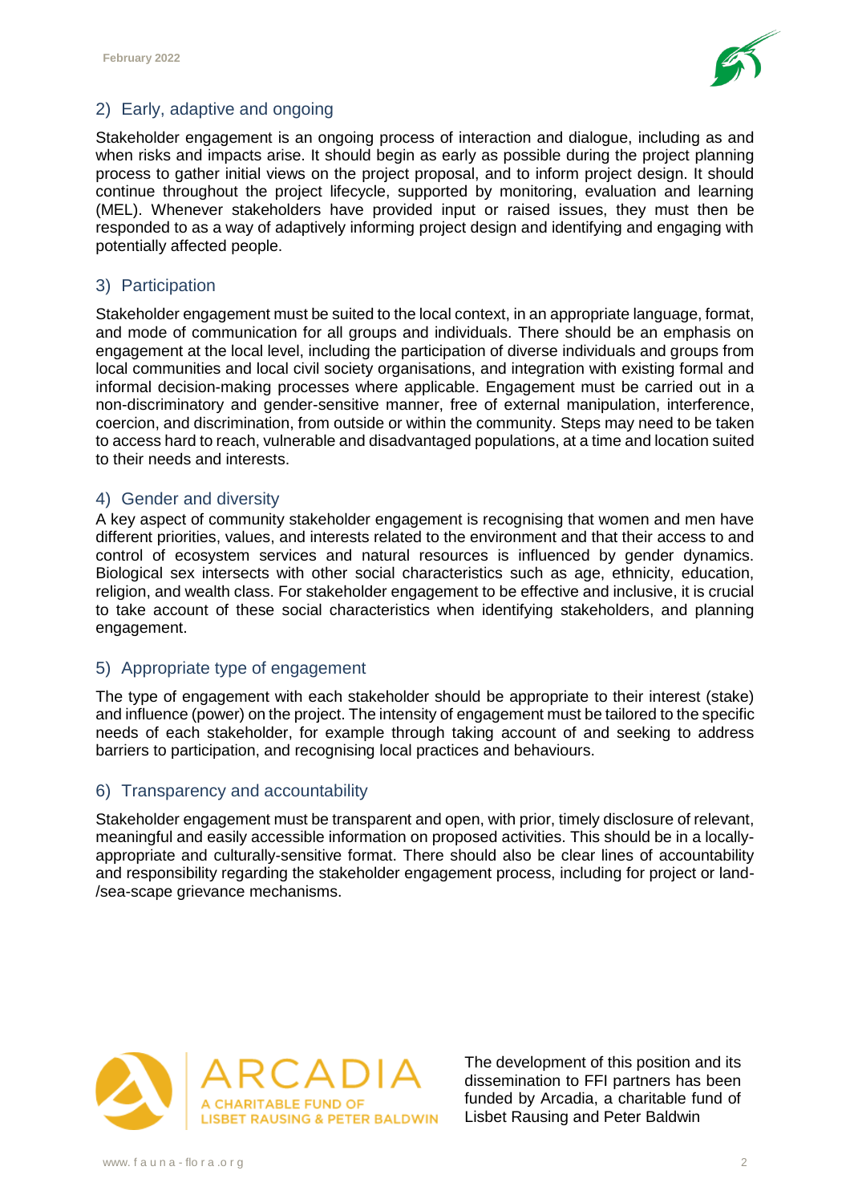## 2) Early, adaptive and ongoing

Stakeholder engagement is an ongoing process of interaction and dialogue, including as and when risks and impacts arise. It should begin as early as possible during the project planning process to gather initial views on the project proposal, and to inform project design. It should continue throughout the project lifecycle, supported by monitoring, evaluation and learning (MEL). Whenever stakeholders have provided input or raised issues, they must then be responded to as a way of adaptively informing project design and identifying and engaging with potentially affected people.

## 3) Participation

Stakeholder engagement must be suited to the local context, in an appropriate language, format, and mode of communication for all groups and individuals. There should be an emphasis on engagement at the local level, including the participation of diverse individuals and groups from local communities and local civil society organisations, and integration with existing formal and informal decision-making processes where applicable. Engagement must be carried out in a non-discriminatory and gender-sensitive manner, free of external manipulation, interference, coercion, and discrimination, from outside or within the community. Steps may need to be taken to access hard to reach, vulnerable and disadvantaged populations, at a time and location suited to their needs and interests.

## 4) Gender and diversity

A key aspect of community stakeholder engagement is recognising that women and men have different priorities, values, and interests related to the environment and that their access to and control of ecosystem services and natural resources is influenced by gender dynamics. Biological sex intersects with other social characteristics such as age, ethnicity, education, religion, and wealth class. For stakeholder engagement to be effective and inclusive, it is crucial to take account of these social characteristics when identifying stakeholders, and planning engagement.

## 5) Appropriate type of engagement

The type of engagement with each stakeholder should be appropriate to their interest (stake) and influence (power) on the project. The intensity of engagement must be tailored to the specific needs of each stakeholder, for example through taking account of and seeking to address barriers to participation, and recognising local practices and behaviours.

## 6) Transparency and accountability

Stakeholder engagement must be transparent and open, with prior, timely disclosure of relevant, meaningful and easily accessible information on proposed activities. This should be in a locally-appropriate and culturally-sensitive format. There should also be clear lines of accountability and responsibility regarding the stakeholder engagement process, including for project or land-/sea-scape grievance mechanisms.

ARCADIA
A CHARITABLE FUND OF
LISBET RAUSING & PETER BALDWIN

The development of this position and its dissemination to FFI partners has been funded by Arcadia, a charitable fund of Lisbet Rausing and Peter Baldwin